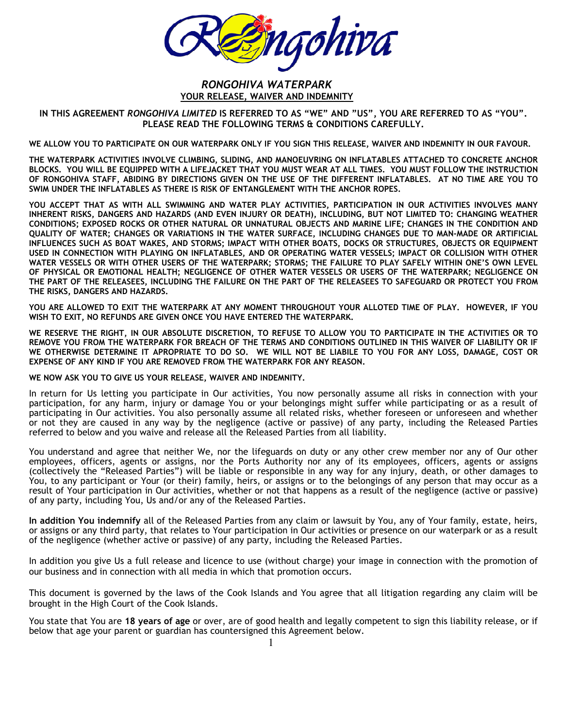# *RONGOHIVA WATERPARK*

## YOUR RELEASE, WAIVER AND INDEMNITY

**IN THIS AGREEMENT *RONGOHIVA LIMITED* IS REFERRED TO AS "WE" AND "US", YOU ARE REFERRED TO AS "YOU". PLEASE READ THE FOLLOWING TERMS & CONDITIONS CAREFULLY.**

**WE ALLOW YOU TO PARTICIPATE ON OUR WATERPARK ONLY IF YOU SIGN THIS RELEASE, WAIVER AND INDEMNITY IN OUR FAVOUR.**

**THE WATERPARK ACTIVITIES INVOLVE CLIMBING, SLIDING, AND MANOEUVRING ON INFLATABLES ATTACHED TO CONCRETE ANCHOR BLOCKS. YOU WILL BE EQUIPPED WITH A LIFEJACKET THAT YOU MUST WEAR AT ALL TIMES. YOU MUST FOLLOW THE INSTRUCTION OF RONGOHIVA STAFF, ABIDING BY DIRECTIONS GIVEN ON THE USE OF THE DIFFERENT INFLATABLES. AT NO TIME ARE YOU TO SWIM UNDER THE INFLATABLES AS THERE IS RISK OF ENTANGLEMENT WITH THE ANCHOR ROPES.**

**YOU ACCEPT THAT AS WITH ALL SWIMMING AND WATER PLAY ACTIVITIES, PARTICIPATION IN OUR ACTIVITIES INVOLVES MANY INHERENT RISKS, DANGERS AND HAZARDS (AND EVEN INJURY OR DEATH), INCLUDING, BUT NOT LIMITED TO: CHANGING WEATHER CONDITIONS; EXPOSED ROCKS OR OTHER NATURAL OR UNNATURAL OBJECTS AND MARINE LIFE; CHANGES IN THE CONDITION AND QUALITY OF WATER; CHANGES OR VARIATIONS IN THE WATER SURFACE, INCLUDING CHANGES DUE TO MAN-MADE OR ARTIFICIAL INFLUENCES SUCH AS BOAT WAKES, AND STORMS; IMPACT WITH OTHER BOATS, DOCKS OR STRUCTURES, OBJECTS OR EQUIPMENT USED IN CONNECTION WITH PLAYING ON INFLATABLES, AND OR OPERATING WATER VESSELS; IMPACT OR COLLISION WITH OTHER WATER VESSELS OR WITH OTHER USERS OF THE WATERPARK; STORMS; THE FAILURE TO PLAY SAFELY WITHIN ONE'S OWN LEVEL OF PHYSICAL OR EMOTIONAL HEALTH; NEGLIGENCE OF OTHER WATER VESSELS OR USERS OF THE WATERPARK; NEGLIGENCE ON THE PART OF THE RELEASEES, INCLUDING THE FAILURE ON THE PART OF THE RELEASEES TO SAFEGUARD OR PROTECT YOU FROM THE RISKS, DANGERS AND HAZARDS.**

**YOU ARE ALLOWED TO EXIT THE WATERPARK AT ANY MOMENT THROUGHOUT YOUR ALLOTED TIME OF PLAY. HOWEVER, IF YOU WISH TO EXIT, NO REFUNDS ARE GIVEN ONCE YOU HAVE ENTERED THE WATERPARK.**

**WE RESERVE THE RIGHT, IN OUR ABSOLUTE DISCRETION, TO REFUSE TO ALLOW YOU TO PARTICIPATE IN THE ACTIVITIES OR TO REMOVE YOU FROM THE WATERPARK FOR BREACH OF THE TERMS AND CONDITIONS OUTLINED IN THIS WAIVER OF LIABILITY OR IF WE OTHERWISE DETERMINE IT APROPRIATE TO DO SO. WE WILL NOT BE LIABILE TO YOU FOR ANY LOSS, DAMAGE, COST OR EXPENSE OF ANY KIND IF YOU ARE REMOVED FROM THE WATERPARK FOR ANY REASON.**

**WE NOW ASK YOU TO GIVE US YOUR RELEASE, WAIVER AND INDEMNITY.**

In return for Us letting you participate in Our activities, You now personally assume all risks in connection with your participation, for any harm, injury or damage You or your belongings might suffer while participating or as a result of participating in Our activities. You also personally assume all related risks, whether foreseen or unforeseen and whether or not they are caused in any way by the negligence (active or passive) of any party, including the Released Parties referred to below and you waive and release all the Released Parties from all liability.

You understand and agree that neither We, nor the lifeguards on duty or any other crew member nor any of Our other employees, officers, agents or assigns, nor the Ports Authority nor any of its employees, officers, agents or assigns (collectively the "Released Parties") will be liable or responsible in any way for any injury, death, or other damages to You, to any participant or Your (or their) family, heirs, or assigns or to the belongings of any person that may occur as a result of Your participation in Our activities, whether or not that happens as a result of the negligence (active or passive) of any party, including You, Us and/or any of the Released Parties.

**In addition You indemnify** all of the Released Parties from any claim or lawsuit by You, any of Your family, estate, heirs, or assigns or any third party, that relates to Your participation in Our activities or presence on our waterpark or as a result of the negligence (whether active or passive) of any party, including the Released Parties.

In addition you give Us a full release and licence to use (without charge) your image in connection with the promotion of our business and in connection with all media in which that promotion occurs.

This document is governed by the laws of the Cook Islands and You agree that all litigation regarding any claim will be brought in the High Court of the Cook Islands.

You state that You are **18 years of age** or over, are of good health and legally competent to sign this liability release, or if below that age your parent or guardian has countersigned this Agreement below.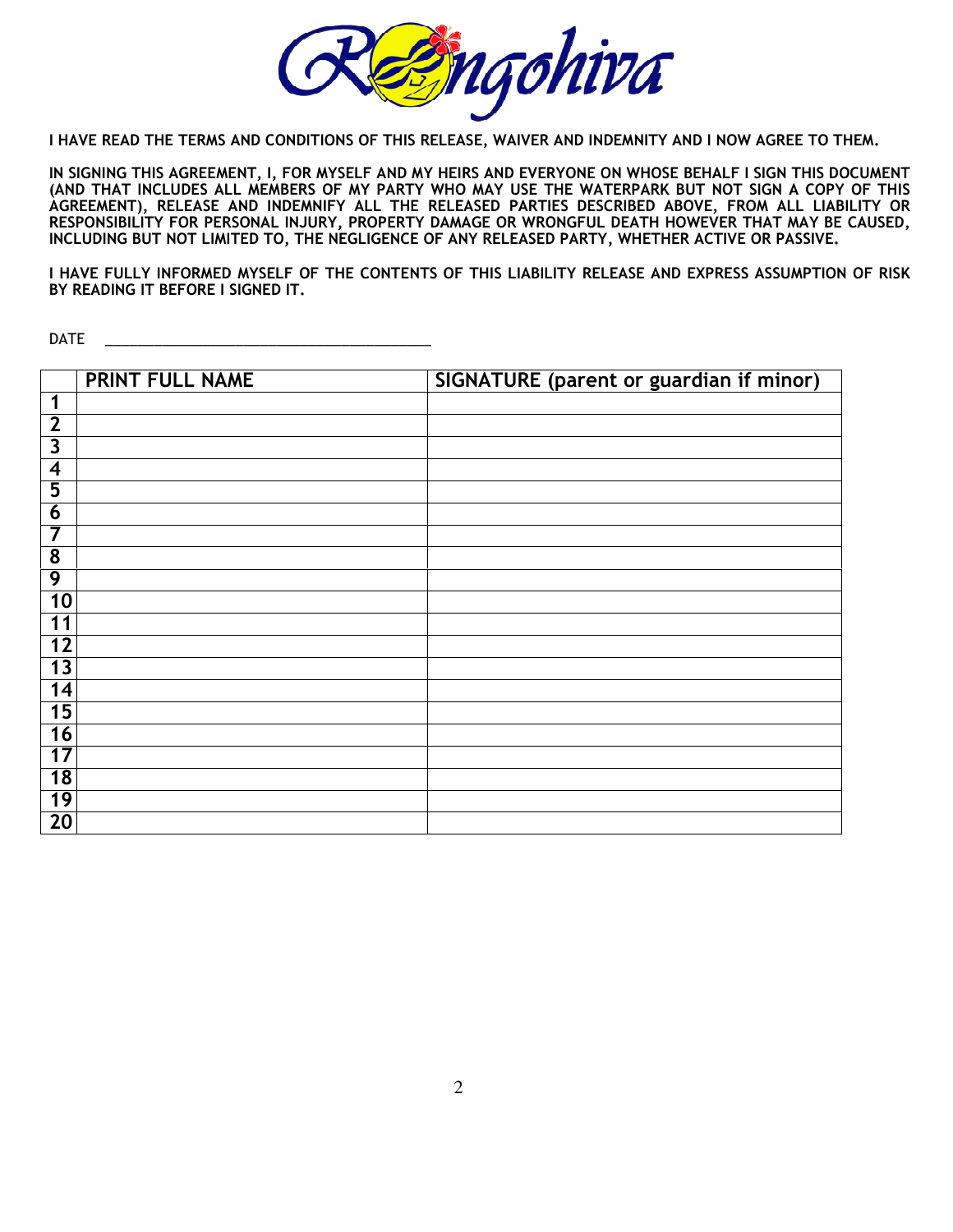**I HAVE READ THE TERMS AND CONDITIONS OF THIS RELEASE, WAIVER AND INDEMNITY AND I NOW AGREE TO THEM.**

**IN SIGNING THIS AGREEMENT, I, FOR MYSELF AND MY HEIRS AND EVERYONE ON WHOSE BEHALF I SIGN THIS DOCUMENT (AND THAT INCLUDES ALL MEMBERS OF MY PARTY WHO MAY USE THE WATERPARK BUT NOT SIGN A COPY OF THIS AGREEMENT), RELEASE AND INDEMNIFY ALL THE RELEASED PARTIES DESCRIBED ABOVE, FROM ALL LIABILITY OR RESPONSIBILITY FOR PERSONAL INJURY, PROPERTY DAMAGE OR WRONGFUL DEATH HOWEVER THAT MAY BE CAUSED, INCLUDING BUT NOT LIMITED TO, THE NEGLIGENCE OF ANY RELEASED PARTY, WHETHER ACTIVE OR PASSIVE.**

**I HAVE FULLY INFORMED MYSELF OF THE CONTENTS OF THIS LIABILITY RELEASE AND EXPRESS ASSUMPTION OF RISK BY READING IT BEFORE I SIGNED IT.**

DATE ________________________________________

| | PRINT FULL NAME | SIGNATURE (parent or guardian if minor) |
|---|---|---|
| 1 | | |
| 2 | | |
| 3 | | |
| 4 | | |
| 5 | | |
| 6 | | |
| 7 | | |
| 8 | | |
| 9 | | |
| 10 | | |
| 11 | | |
| 12 | | |
| 13 | | |
| 14 | | |
| 15 | | |
| 16 | | |
| 17 | | |
| 18 | | |
| 19 | | |
| 20 | | |